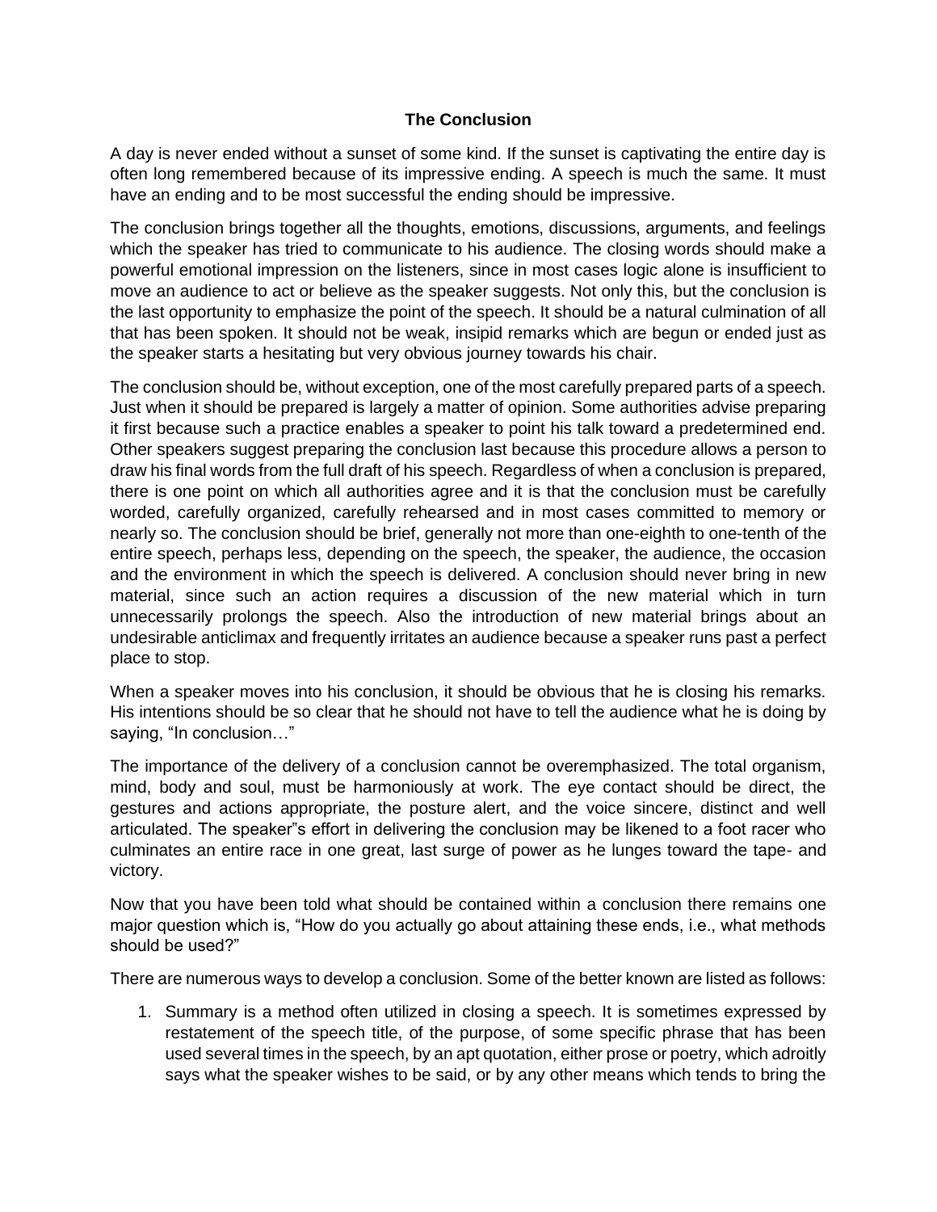# The Conclusion

A day is never ended without a sunset of some kind. If the sunset is captivating the entire day is often long remembered because of its impressive ending. A speech is much the same. It must have an ending and to be most successful the ending should be impressive.

The conclusion brings together all the thoughts, emotions, discussions, arguments, and feelings which the speaker has tried to communicate to his audience. The closing words should make a powerful emotional impression on the listeners, since in most cases logic alone is insufficient to move an audience to act or believe as the speaker suggests. Not only this, but the conclusion is the last opportunity to emphasize the point of the speech. It should be a natural culmination of all that has been spoken. It should not be weak, insipid remarks which are begun or ended just as the speaker starts a hesitating but very obvious journey towards his chair.

The conclusion should be, without exception, one of the most carefully prepared parts of a speech. Just when it should be prepared is largely a matter of opinion. Some authorities advise preparing it first because such a practice enables a speaker to point his talk toward a predetermined end. Other speakers suggest preparing the conclusion last because this procedure allows a person to draw his final words from the full draft of his speech. Regardless of when a conclusion is prepared, there is one point on which all authorities agree and it is that the conclusion must be carefully worded, carefully organized, carefully rehearsed and in most cases committed to memory or nearly so. The conclusion should be brief, generally not more than one-eighth to one-tenth of the entire speech, perhaps less, depending on the speech, the speaker, the audience, the occasion and the environment in which the speech is delivered. A conclusion should never bring in new material, since such an action requires a discussion of the new material which in turn unnecessarily prolongs the speech. Also the introduction of new material brings about an undesirable anticlimax and frequently irritates an audience because a speaker runs past a perfect place to stop.

When a speaker moves into his conclusion, it should be obvious that he is closing his remarks. His intentions should be so clear that he should not have to tell the audience what he is doing by saying, "In conclusion…"

The importance of the delivery of a conclusion cannot be overemphasized. The total organism, mind, body and soul, must be harmoniously at work. The eye contact should be direct, the gestures and actions appropriate, the posture alert, and the voice sincere, distinct and well articulated. The speaker"s effort in delivering the conclusion may be likened to a foot racer who culminates an entire race in one great, last surge of power as he lunges toward the tape- and victory.

Now that you have been told what should be contained within a conclusion there remains one major question which is, "How do you actually go about attaining these ends, i.e., what methods should be used?"

There are numerous ways to develop a conclusion. Some of the better known are listed as follows:

1. Summary is a method often utilized in closing a speech. It is sometimes expressed by restatement of the speech title, of the purpose, of some specific phrase that has been used several times in the speech, by an apt quotation, either prose or poetry, which adroitly says what the speaker wishes to be said, or by any other means which tends to bring the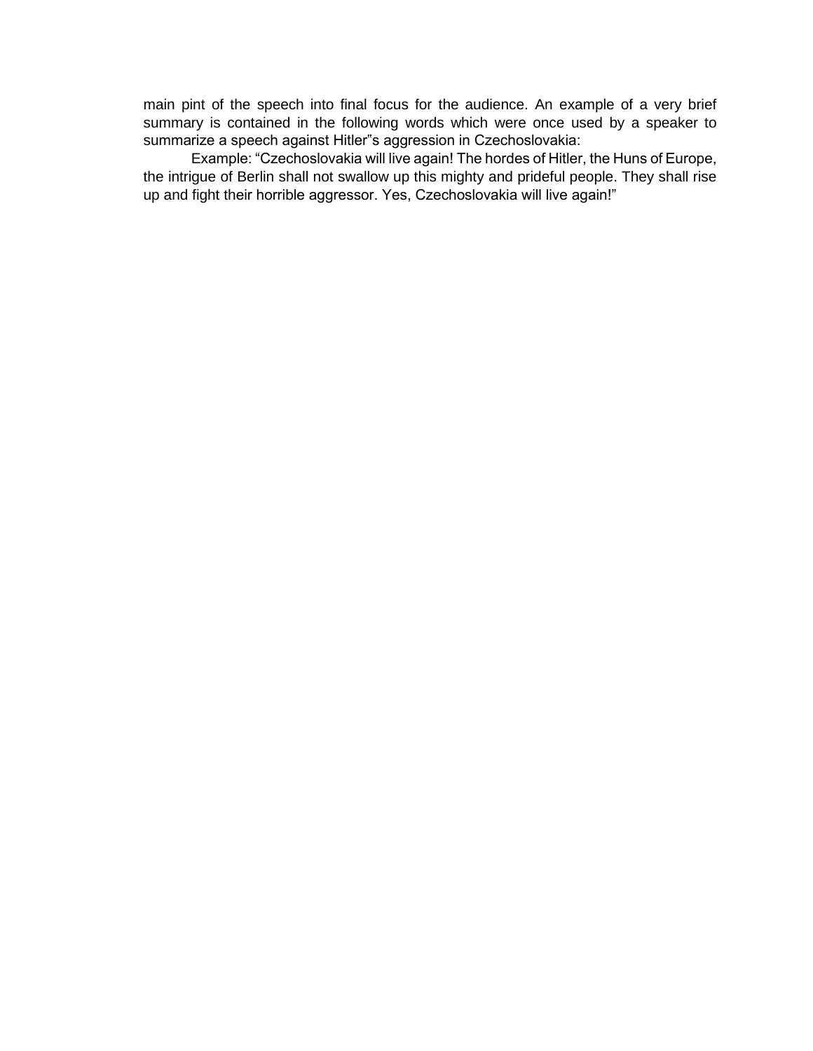main pint of the speech into final focus for the audience. An example of a very brief summary is contained in the following words which were once used by a speaker to summarize a speech against Hitler"s aggression in Czechoslovakia:

Example: "Czechoslovakia will live again! The hordes of Hitler, the Huns of Europe, the intrigue of Berlin shall not swallow up this mighty and prideful people. They shall rise up and fight their horrible aggressor. Yes, Czechoslovakia will live again!"